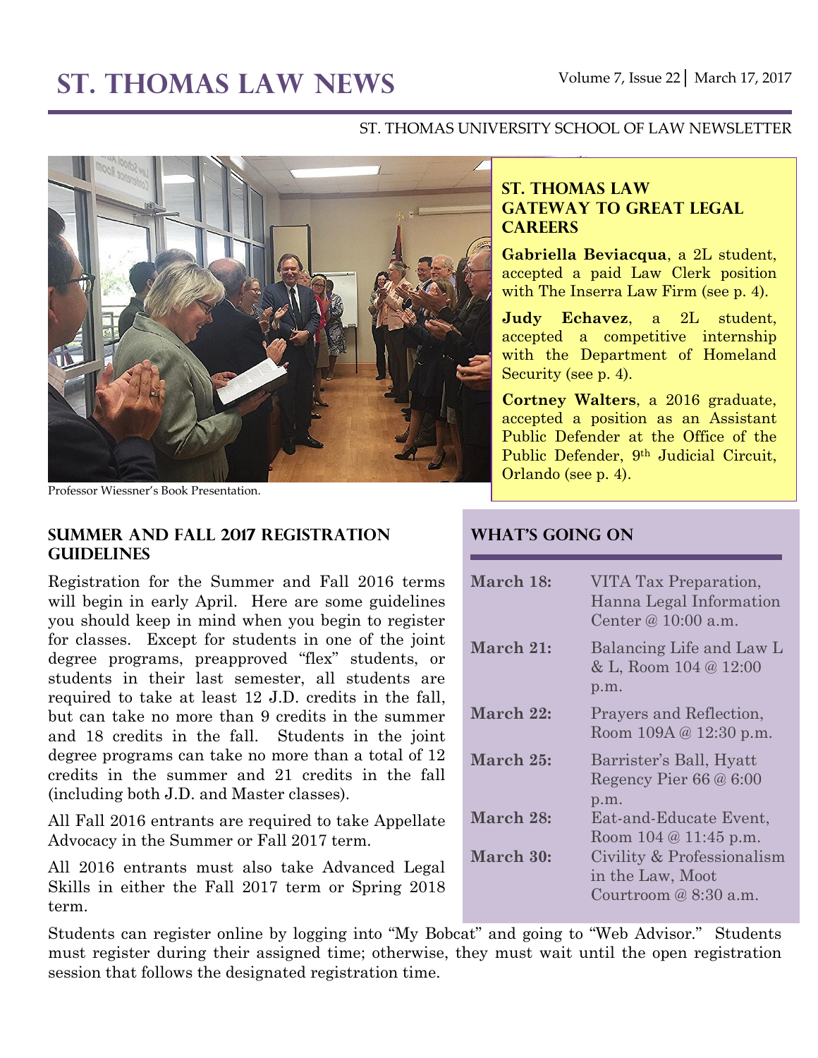# St. Thomas Law News

Volume 7, Issue 22 | March 17, 2017

ST. THOMAS UNIVERSITY SCHOOL OF LAW NEWSLETTER

Professor Wiessner's Book Presentation.

## St. Thomas Law Gateway to Great Legal Careers

**Gabriella Beviacqua**, a 2L student, accepted a paid Law Clerk position with The Inserra Law Firm (see p. 4).

**Judy Echavez**, a 2L student, accepted a competitive internship with the Department of Homeland Security (see p. 4).

**Cortney Walters**, a 2016 graduate, accepted a position as an Assistant Public Defender at the Office of the Public Defender, 9th Judicial Circuit, Orlando (see p. 4).

## Summer and Fall 2017 Registration Guidelines

Registration for the Summer and Fall 2016 terms will begin in early April. Here are some guidelines you should keep in mind when you begin to register for classes. Except for students in one of the joint degree programs, preapproved "flex" students, or students in their last semester, all students are required to take at least 12 J.D. credits in the fall, but can take no more than 9 credits in the summer and 18 credits in the fall. Students in the joint degree programs can take no more than a total of 12 credits in the summer and 21 credits in the fall (including both J.D. and Master classes).

All Fall 2016 entrants are required to take Appellate Advocacy in the Summer or Fall 2017 term.

All 2016 entrants must also take Advanced Legal Skills in either the Fall 2017 term or Spring 2018 term.

Students can register online by logging into "My Bobcat" and going to "Web Advisor." Students must register during their assigned time; otherwise, they must wait until the open registration session that follows the designated registration time.

## What's Going On

| | |
|---|---|
| **March 18:** | VITA Tax Preparation, Hanna Legal Information Center @ 10:00 a.m. |
| **March 21:** | Balancing Life and Law L & L, Room 104 @ 12:00 p.m. |
| **March 22:** | Prayers and Reflection, Room 109A @ 12:30 p.m. |
| **March 25:** | Barrister's Ball, Hyatt Regency Pier 66 @ 6:00 p.m. |
| **March 28:** | Eat-and-Educate Event, Room 104 @ 11:45 p.m. |
| **March 30:** | Civility & Professionalism in the Law, Moot Courtroom @ 8:30 a.m. |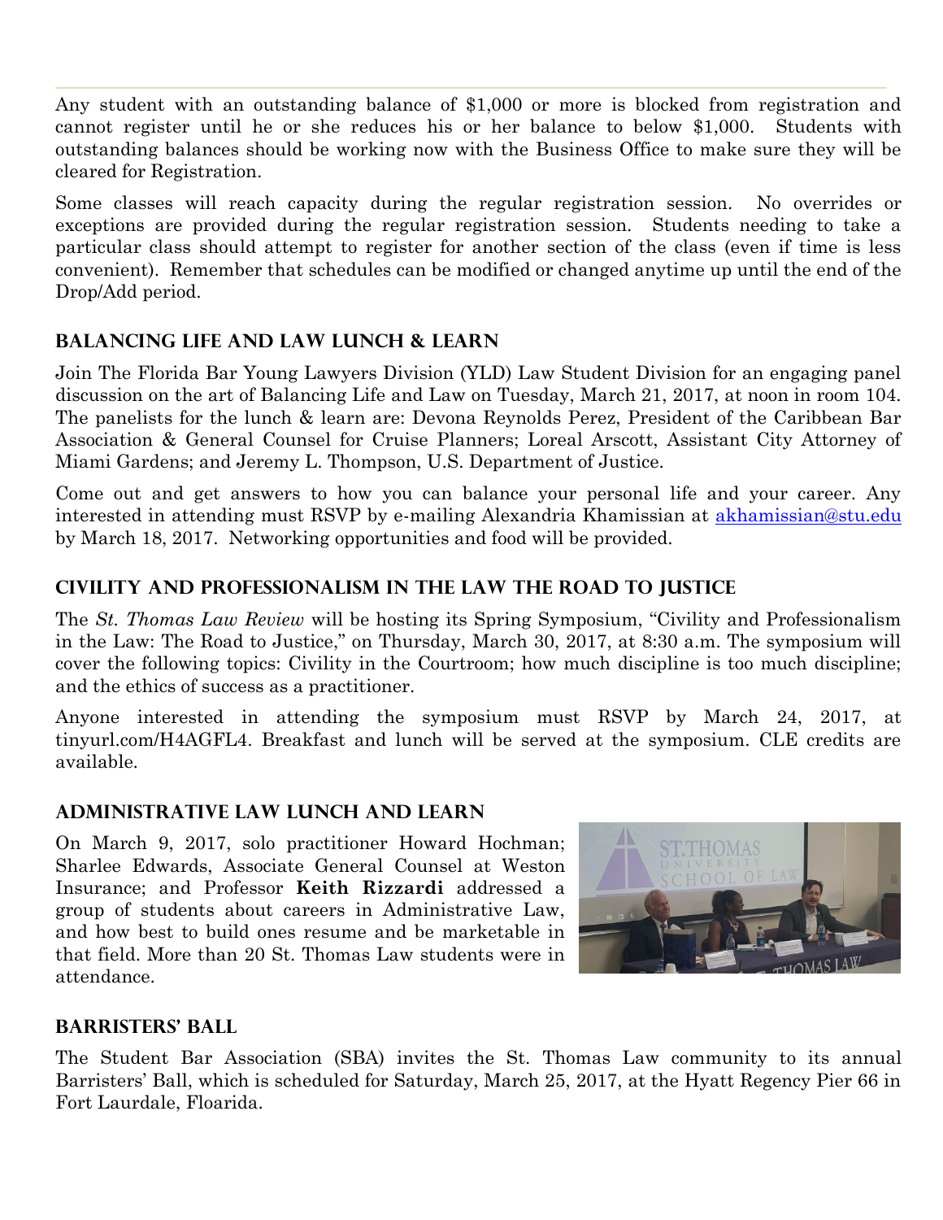Any student with an outstanding balance of $1,000 or more is blocked from registration and cannot register until he or she reduces his or her balance to below $1,000. Students with outstanding balances should be working now with the Business Office to make sure they will be cleared for Registration.

Some classes will reach capacity during the regular registration session. No overrides or exceptions are provided during the regular registration session. Students needing to take a particular class should attempt to register for another section of the class (even if time is less convenient). Remember that schedules can be modified or changed anytime up until the end of the Drop/Add period.

## Balancing Life and Law Lunch & Learn

Join The Florida Bar Young Lawyers Division (YLD) Law Student Division for an engaging panel discussion on the art of Balancing Life and Law on Tuesday, March 21, 2017, at noon in room 104. The panelists for the lunch & learn are: Devona Reynolds Perez, President of the Caribbean Bar Association & General Counsel for Cruise Planners; Loreal Arscott, Assistant City Attorney of Miami Gardens; and Jeremy L. Thompson, U.S. Department of Justice.

Come out and get answers to how you can balance your personal life and your career. Any interested in attending must RSVP by e-mailing Alexandria Khamissian at akhamissian@stu.edu by March 18, 2017. Networking opportunities and food will be provided.

## Civility and Professionalism in the Law The Road to Justice

The *St. Thomas Law Review* will be hosting its Spring Symposium, "Civility and Professionalism in the Law: The Road to Justice," on Thursday, March 30, 2017, at 8:30 a.m. The symposium will cover the following topics: Civility in the Courtroom; how much discipline is too much discipline; and the ethics of success as a practitioner.

Anyone interested in attending the symposium must RSVP by March 24, 2017, at tinyurl.com/H4AGFL4. Breakfast and lunch will be served at the symposium. CLE credits are available.

## Administrative Law Lunch and Learn

On March 9, 2017, solo practitioner Howard Hochman; Sharlee Edwards, Associate General Counsel at Weston Insurance; and Professor **Keith Rizzardi** addressed a group of students about careers in Administrative Law, and how best to build ones resume and be marketable in that field. More than 20 St. Thomas Law students were in attendance.

## Barristers' Ball

The Student Bar Association (SBA) invites the St. Thomas Law community to its annual Barristers' Ball, which is scheduled for Saturday, March 25, 2017, at the Hyatt Regency Pier 66 in Fort Laurdale, Floarida.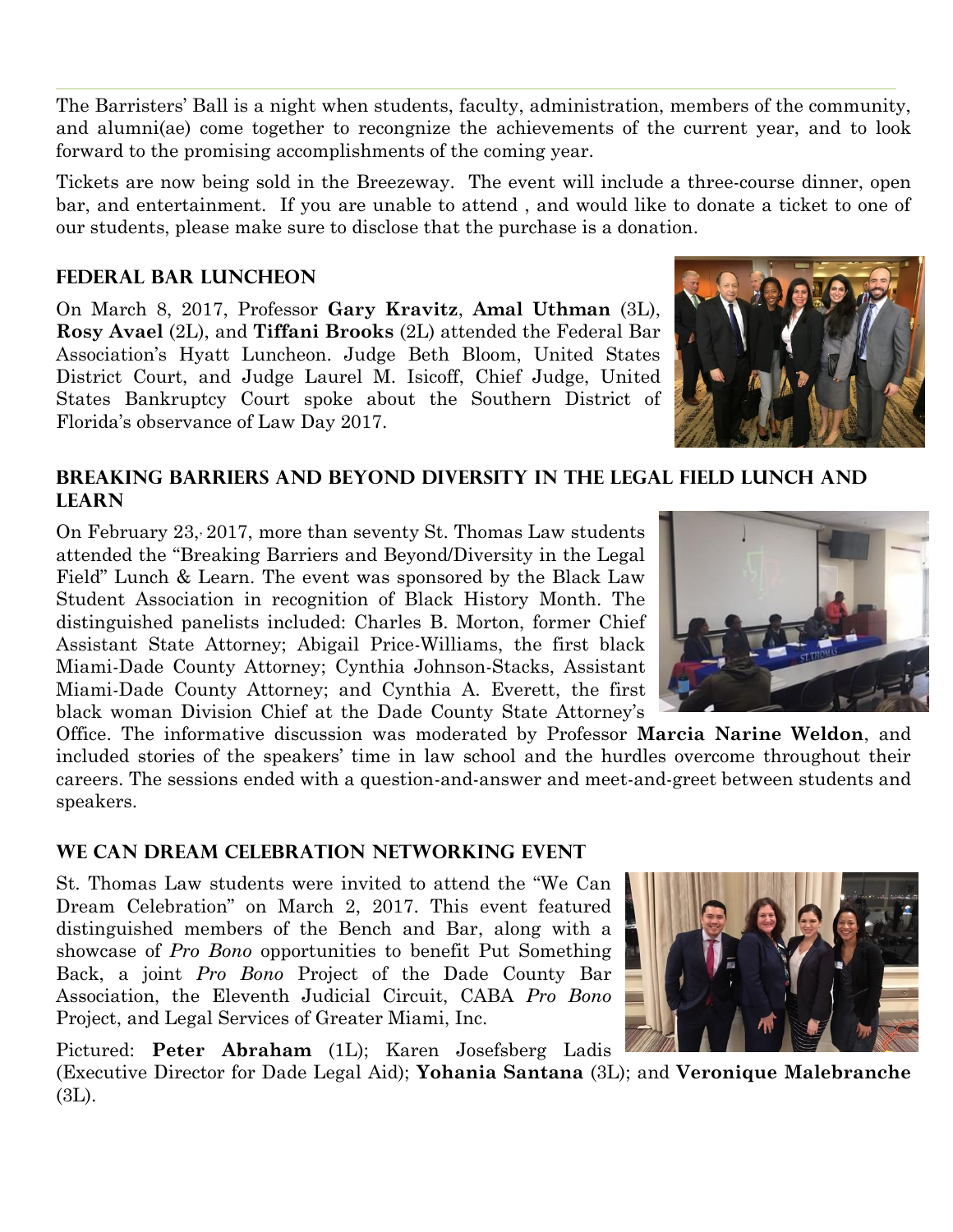The Barristers' Ball is a night when students, faculty, administration, members of the community, and alumni(ae) come together to recongnize the achievements of the current year, and to look forward to the promising accomplishments of the coming year.

Tickets are now being sold in the Breezeway. The event will include a three-course dinner, open bar, and entertainment. If you are unable to attend , and would like to donate a ticket to one of our students, please make sure to disclose that the purchase is a donation.

## Federal Bar Luncheon

On March 8, 2017, Professor **Gary Kravitz**, **Amal Uthman** (3L), **Rosy Avael** (2L), and **Tiffani Brooks** (2L) attended the Federal Bar Association's Hyatt Luncheon. Judge Beth Bloom, United States District Court, and Judge Laurel M. Isicoff, Chief Judge, United States Bankruptcy Court spoke about the Southern District of Florida's observance of Law Day 2017.

## Breaking Barriers and Beyond Diversity in the Legal Field Lunch and Learn

On February 23, 2017, more than seventy St. Thomas Law students attended the "Breaking Barriers and Beyond/Diversity in the Legal Field" Lunch & Learn. The event was sponsored by the Black Law Student Association in recognition of Black History Month. The distinguished panelists included: Charles B. Morton, former Chief Assistant State Attorney; Abigail Price-Williams, the first black Miami-Dade County Attorney; Cynthia Johnson-Stacks, Assistant Miami-Dade County Attorney; and Cynthia A. Everett, the first black woman Division Chief at the Dade County State Attorney's Office. The informative discussion was moderated by Professor **Marcia Narine Weldon**, and included stories of the speakers' time in law school and the hurdles overcome throughout their careers. The sessions ended with a question-and-answer and meet-and-greet between students and speakers.

## We Can Dream Celebration Networking Event

St. Thomas Law students were invited to attend the "We Can Dream Celebration" on March 2, 2017. This event featured distinguished members of the Bench and Bar, along with a showcase of *Pro Bono* opportunities to benefit Put Something Back, a joint *Pro Bono* Project of the Dade County Bar Association, the Eleventh Judicial Circuit, CABA *Pro Bono* Project, and Legal Services of Greater Miami, Inc.

Pictured: **Peter Abraham** (1L); Karen Josefsberg Ladis (Executive Director for Dade Legal Aid); **Yohania Santana** (3L); and **Veronique Malebranche** (3L).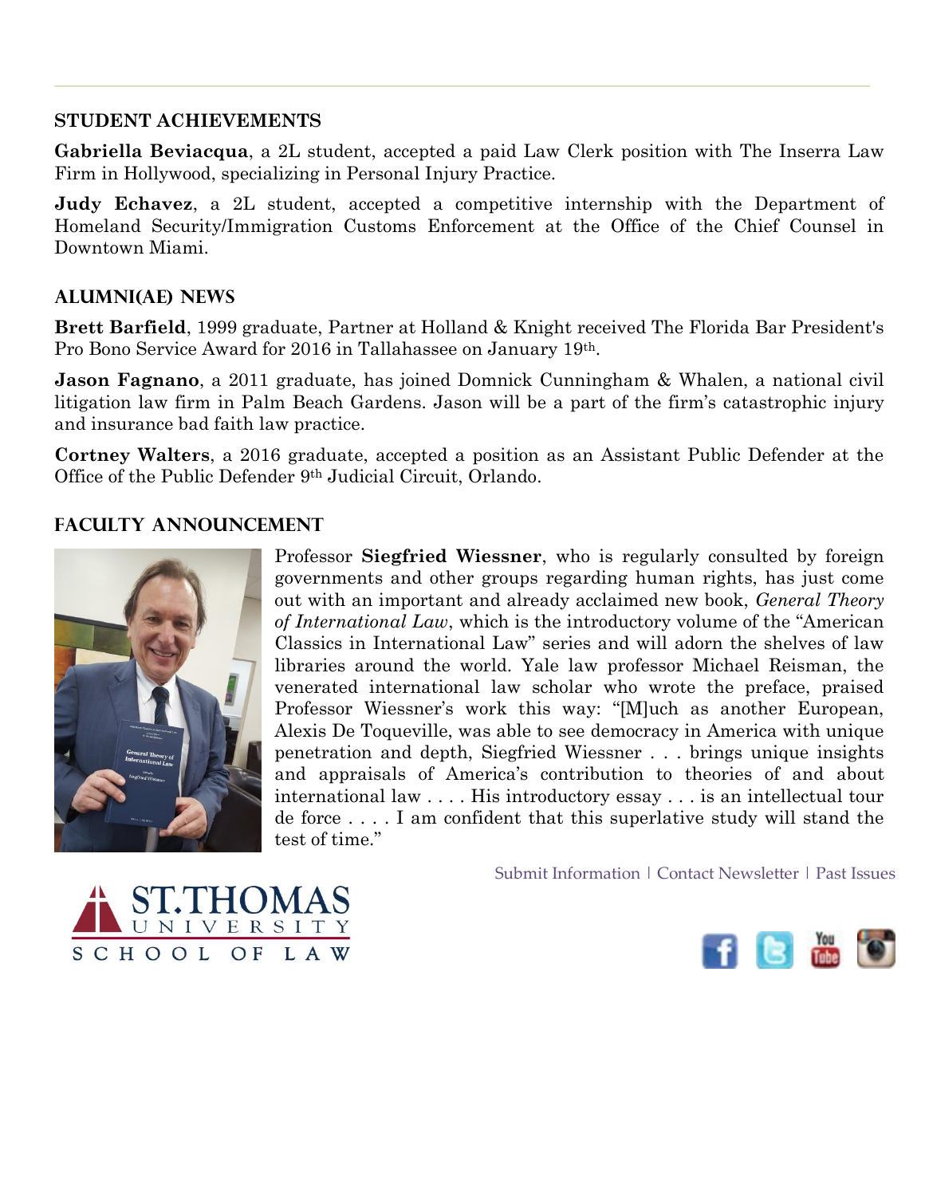## STUDENT ACHIEVEMENTS

**Gabriella Beviacqua**, a 2L student, accepted a paid Law Clerk position with The Inserra Law Firm in Hollywood, specializing in Personal Injury Practice.

**Judy Echavez**, a 2L student, accepted a competitive internship with the Department of Homeland Security/Immigration Customs Enforcement at the Office of the Chief Counsel in Downtown Miami.

## ALUMNI(AE) NEWS

**Brett Barfield**, 1999 graduate, Partner at Holland & Knight received The Florida Bar President's Pro Bono Service Award for 2016 in Tallahassee on January 19th.

**Jason Fagnano**, a 2011 graduate, has joined Domnick Cunningham & Whalen, a national civil litigation law firm in Palm Beach Gardens. Jason will be a part of the firm's catastrophic injury and insurance bad faith law practice.

**Cortney Walters**, a 2016 graduate, accepted a position as an Assistant Public Defender at the Office of the Public Defender 9th Judicial Circuit, Orlando.

## FACULTY ANNOUNCEMENT

Professor **Siegfried Wiessner**, who is regularly consulted by foreign governments and other groups regarding human rights, has just come out with an important and already acclaimed new book, *General Theory of International Law*, which is the introductory volume of the "American Classics in International Law" series and will adorn the shelves of law libraries around the world. Yale law professor Michael Reisman, the venerated international law scholar who wrote the preface, praised Professor Wiessner's work this way: "[M]uch as another European, Alexis De Toqueville, was able to see democracy in America with unique penetration and depth, Siegfried Wiessner . . . brings unique insights and appraisals of America's contribution to theories of and about international law . . . . His introductory essay . . . is an intellectual tour de force . . . . I am confident that this superlative study will stand the test of time."

Submit Information | Contact Newsletter | Past Issues

ST. THOMAS UNIVERSITY SCHOOL OF LAW